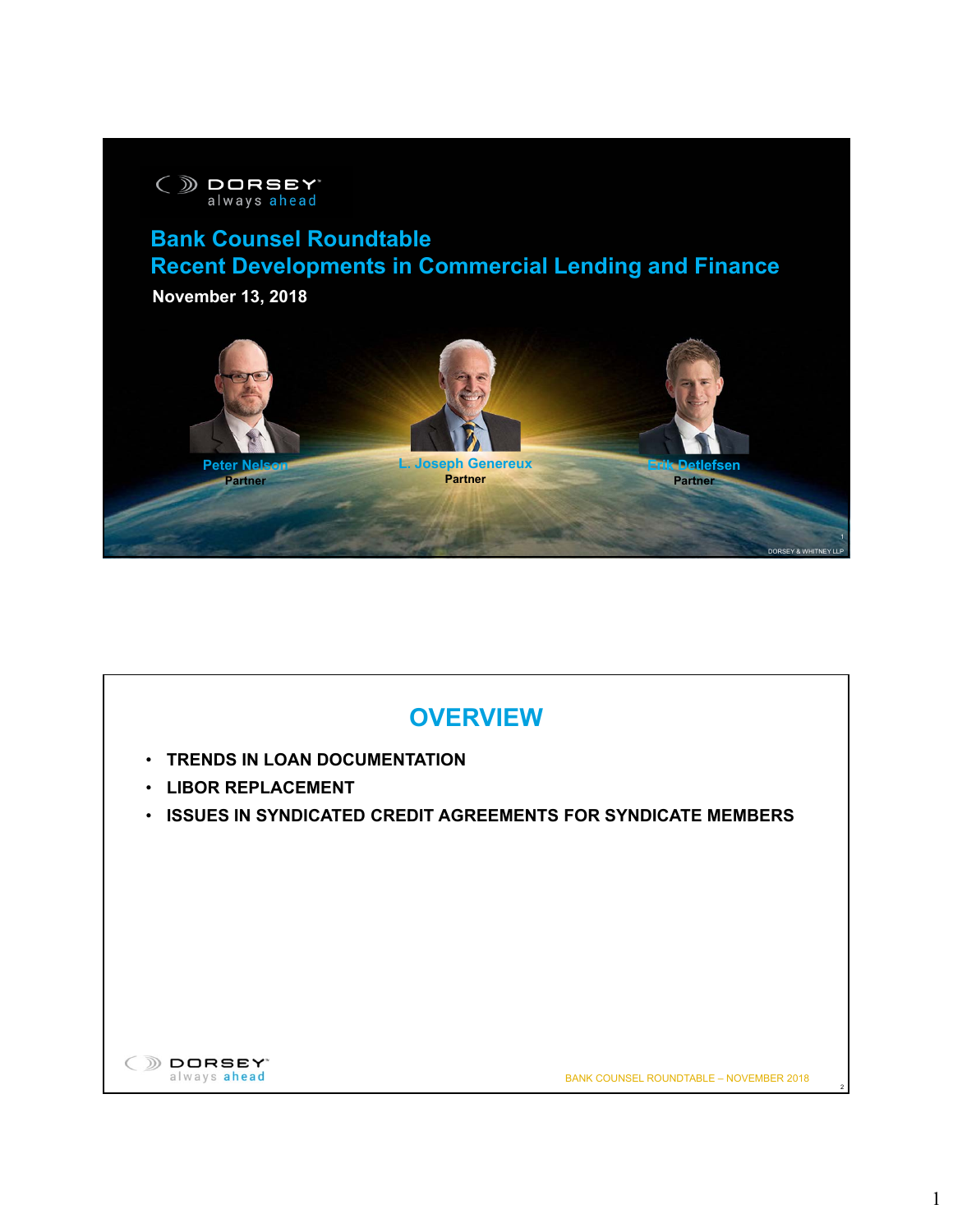DORSEY
always ahead

# Bank Counsel Roundtable
# Recent Developments in Commercial Lending and Finance

**November 13, 2018**

**Peter Nelson**
Partner

**L. Joseph Genereux**
Partner

**Erik Detlefsen**
Partner

DORSEY & WHITNEY LLP

---

## OVERVIEW

- **TRENDS IN LOAN DOCUMENTATION**
- **LIBOR REPLACEMENT**
- **ISSUES IN SYNDICATED CREDIT AGREEMENTS FOR SYNDICATE MEMBERS**

DORSEY
always ahead

BANK COUNSEL ROUNDTABLE – NOVEMBER 2018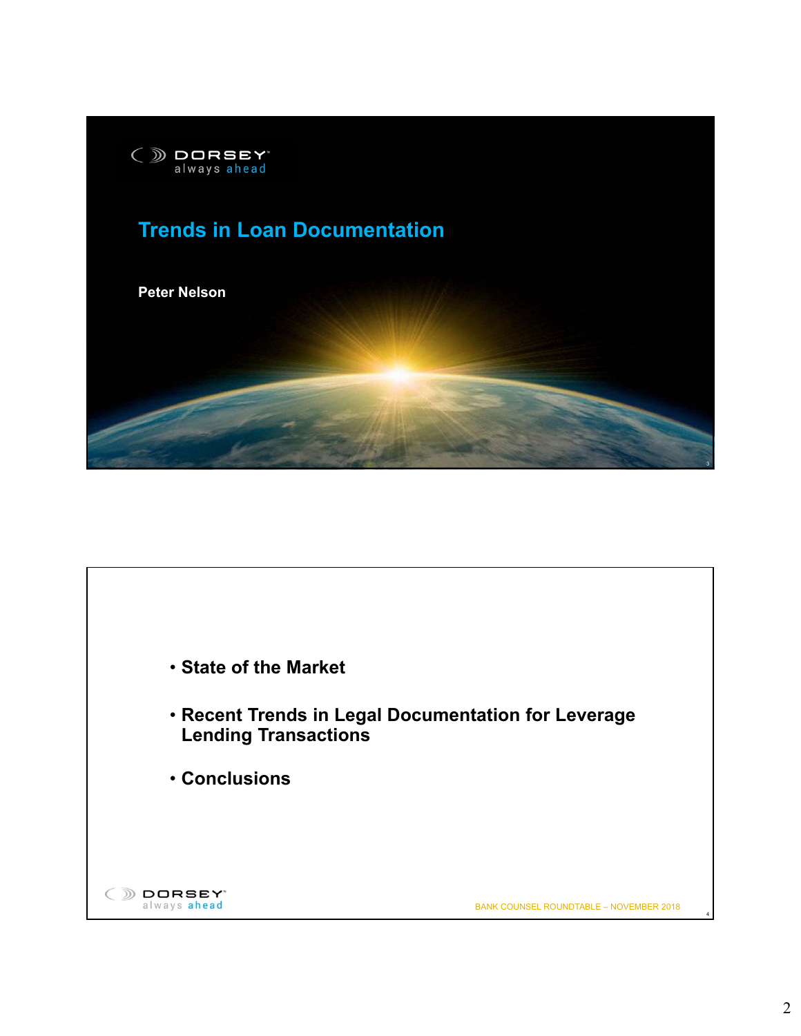# Trends in Loan Documentation

**Peter Nelson**

- **State of the Market**
- **Recent Trends in Legal Documentation for Leverage Lending Transactions**
- **Conclusions**

BANK COUNSEL ROUNDTABLE – NOVEMBER 2018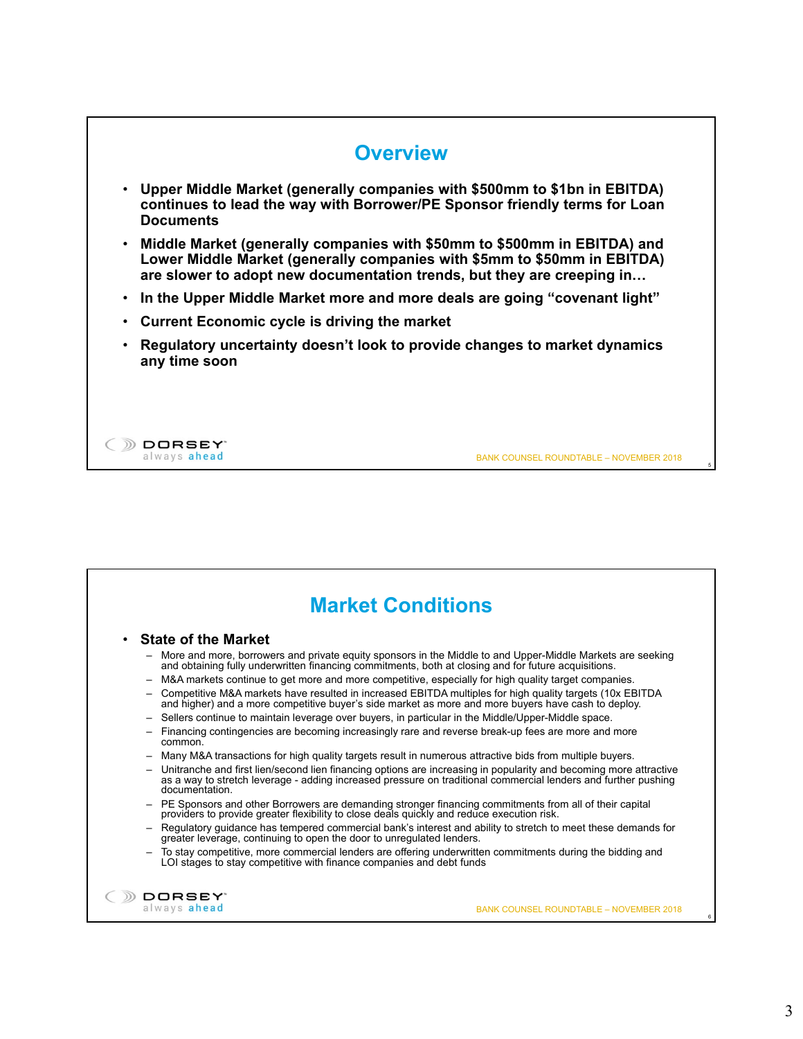## Overview

- **Upper Middle Market (generally companies with $500mm to $1bn in EBITDA) continues to lead the way with Borrower/PE Sponsor friendly terms for Loan Documents**
- **Middle Market (generally companies with $50mm to $500mm in EBITDA) and Lower Middle Market (generally companies with $5mm to $50mm in EBITDA) are slower to adopt new documentation trends, but they are creeping in…**
- **In the Upper Middle Market more and more deals are going "covenant light"**
- **Current Economic cycle is driving the market**
- **Regulatory uncertainty doesn't look to provide changes to market dynamics any time soon**

## Market Conditions

- **State of the Market**
  - More and more, borrowers and private equity sponsors in the Middle to and Upper-Middle Markets are seeking and obtaining fully underwritten financing commitments, both at closing and for future acquisitions.
  - M&A markets continue to get more and more competitive, especially for high quality target companies.
  - Competitive M&A markets have resulted in increased EBITDA multiples for high quality targets (10x EBITDA and higher) and a more competitive buyer's side market as more and more buyers have cash to deploy.
  - Sellers continue to maintain leverage over buyers, in particular in the Middle/Upper-Middle space.
  - Financing contingencies are becoming increasingly rare and reverse break-up fees are more and more common.
  - Many M&A transactions for high quality targets result in numerous attractive bids from multiple buyers.
  - Unitranche and first lien/second lien financing options are increasing in popularity and becoming more attractive as a way to stretch leverage - adding increased pressure on traditional commercial lenders and further pushing documentation.
  - PE Sponsors and other Borrowers are demanding stronger financing commitments from all of their capital providers to provide greater flexibility to close deals quickly and reduce execution risk.
  - Regulatory guidance has tempered commercial bank's interest and ability to stretch to meet these demands for greater leverage, continuing to open the door to unregulated lenders.
  - To stay competitive, more commercial lenders are offering underwritten commitments during the bidding and LOI stages to stay competitive with finance companies and debt funds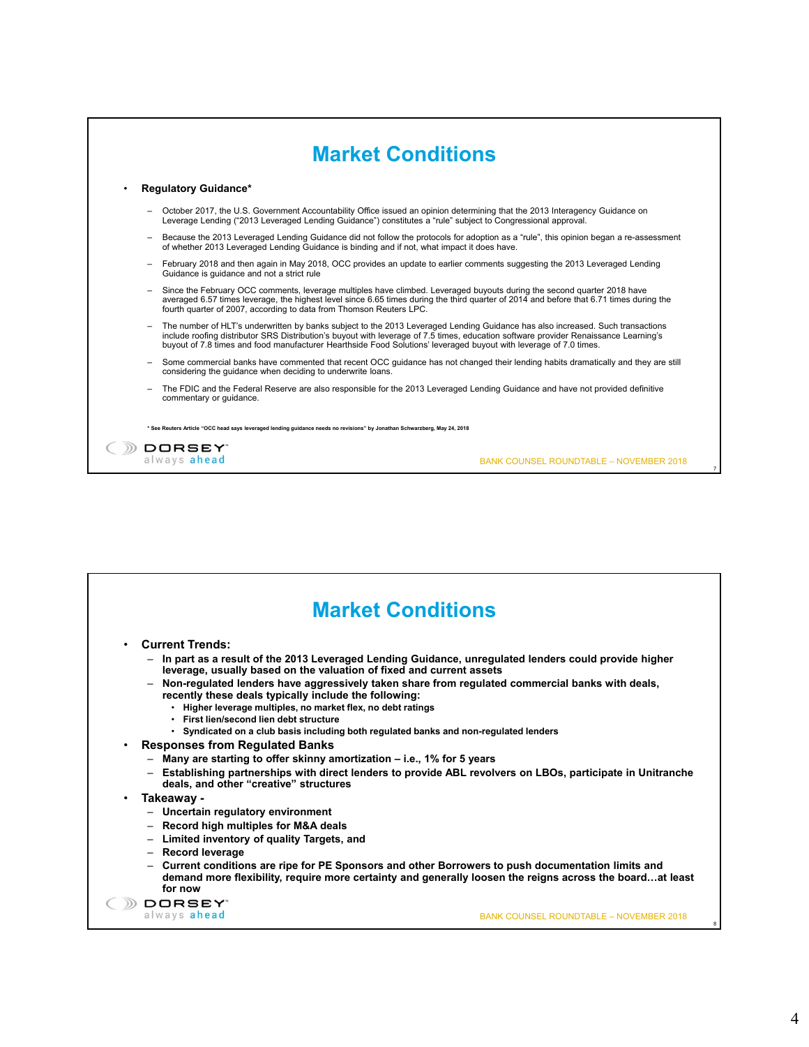# Market Conditions

- **Regulatory Guidance***
  - October 2017, the U.S. Government Accountability Office issued an opinion determining that the 2013 Interagency Guidance on Leverage Lending ("2013 Leveraged Lending Guidance") constitutes a "rule" subject to Congressional approval.
  - Because the 2013 Leveraged Lending Guidance did not follow the protocols for adoption as a "rule", this opinion began a re-assessment of whether 2013 Leveraged Lending Guidance is binding and if not, what impact it does have.
  - February 2018 and then again in May 2018, OCC provides an update to earlier comments suggesting the 2013 Leveraged Lending Guidance is guidance and not a strict rule
  - Since the February OCC comments, leverage multiples have climbed. Leveraged buyouts during the second quarter 2018 have averaged 6.57 times leverage, the highest level since 6.65 times during the third quarter of 2014 and before that 6.71 times during the fourth quarter of 2007, according to data from Thomson Reuters LPC.
  - The number of HLT's underwritten by banks subject to the 2013 Leveraged Lending Guidance has also increased. Such transactions include roofing distributor SRS Distribution's buyout with leverage of 7.5 times, education software provider Renaissance Learning's buyout of 7.8 times and food manufacturer Hearthside Food Solutions' leveraged buyout with leverage of 7.0 times.
  - Some commercial banks have commented that recent OCC guidance has not changed their lending habits dramatically and they are still considering the guidance when deciding to underwrite loans.
  - The FDIC and the Federal Reserve are also responsible for the 2013 Leveraged Lending Guidance and have not provided definitive commentary or guidance.

**\* See Reuters Article "OCC head says leveraged lending guidance needs no revisions" by Jonathan Schwarzberg, May 24, 2018**

DORSEY always ahead

BANK COUNSEL ROUNDTABLE – NOVEMBER 2018

# Market Conditions

- **Current Trends:**
  - **In part as a result of the 2013 Leveraged Lending Guidance, unregulated lenders could provide higher leverage, usually based on the valuation of fixed and current assets**
  - **Non-regulated lenders have aggressively taken share from regulated commercial banks with deals, recently these deals typically include the following:**
    - **Higher leverage multiples, no market flex, no debt ratings**
    - **First lien/second lien debt structure**
    - **Syndicated on a club basis including both regulated banks and non-regulated lenders**
- **Responses from Regulated Banks**
  - **Many are starting to offer skinny amortization – i.e., 1% for 5 years**
  - **Establishing partnerships with direct lenders to provide ABL revolvers on LBOs, participate in Unitranche deals, and other "creative" structures**
- **Takeaway -**
  - **Uncertain regulatory environment**
  - **Record high multiples for M&A deals**
  - **Limited inventory of quality Targets, and**
  - **Record leverage**
  - **Current conditions are ripe for PE Sponsors and other Borrowers to push documentation limits and demand more flexibility, require more certainty and generally loosen the reigns across the board…at least for now**

DORSEY always ahead

BANK COUNSEL ROUNDTABLE – NOVEMBER 2018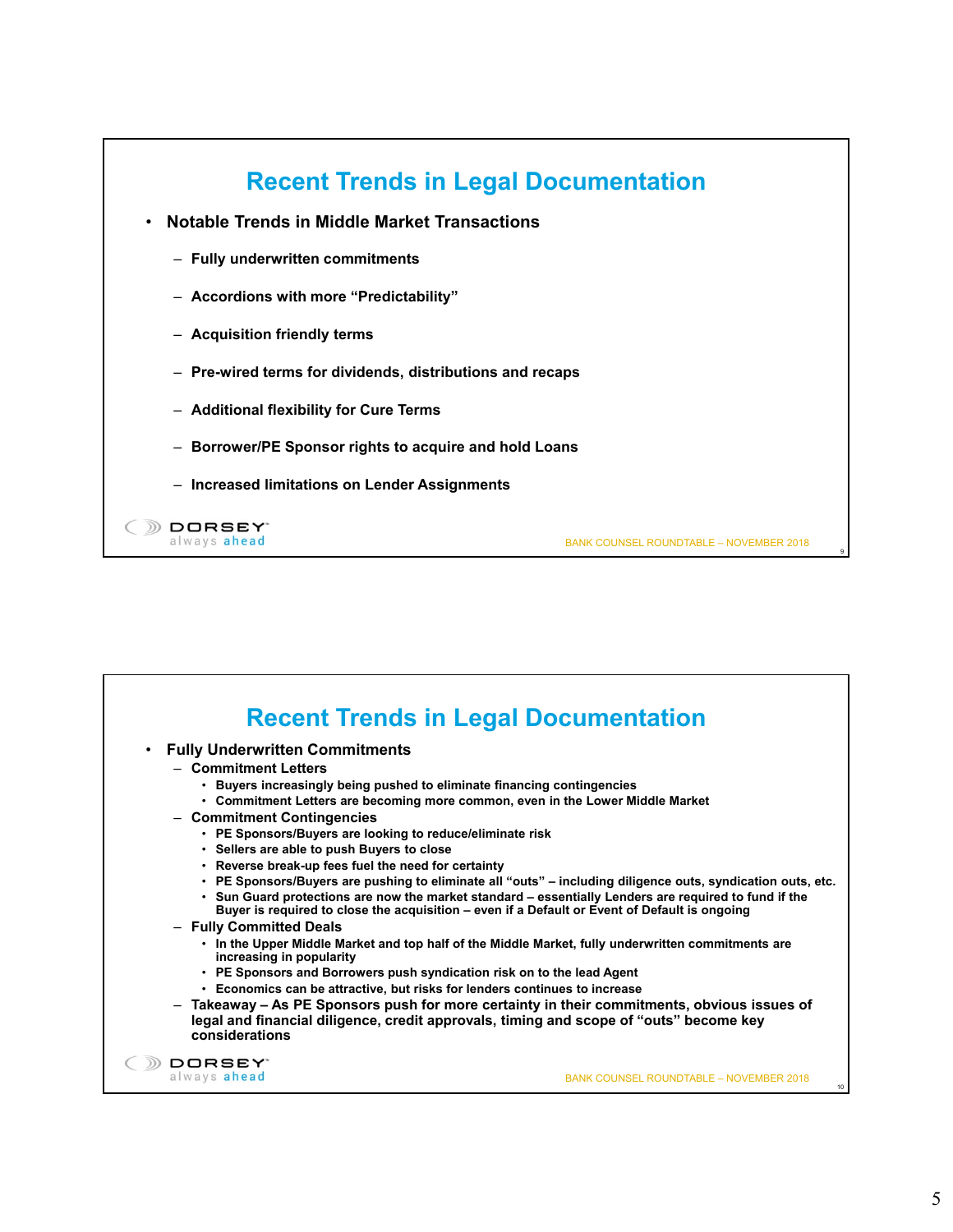# Recent Trends in Legal Documentation

- **Notable Trends in Middle Market Transactions**
  - **Fully underwritten commitments**
  - **Accordions with more "Predictability"**
  - **Acquisition friendly terms**
  - **Pre-wired terms for dividends, distributions and recaps**
  - **Additional flexibility for Cure Terms**
  - **Borrower/PE Sponsor rights to acquire and hold Loans**
  - **Increased limitations on Lender Assignments**

# Recent Trends in Legal Documentation

- **Fully Underwritten Commitments**
  - **Commitment Letters**
    - **Buyers increasingly being pushed to eliminate financing contingencies**
    - **Commitment Letters are becoming more common, even in the Lower Middle Market**
  - **Commitment Contingencies**
    - **PE Sponsors/Buyers are looking to reduce/eliminate risk**
    - **Sellers are able to push Buyers to close**
    - **Reverse break-up fees fuel the need for certainty**
    - **PE Sponsors/Buyers are pushing to eliminate all "outs" – including diligence outs, syndication outs, etc.**
    - **Sun Guard protections are now the market standard – essentially Lenders are required to fund if the Buyer is required to close the acquisition – even if a Default or Event of Default is ongoing**
  - **Fully Committed Deals**
    - **In the Upper Middle Market and top half of the Middle Market, fully underwritten commitments are increasing in popularity**
    - **PE Sponsors and Borrowers push syndication risk on to the lead Agent**
    - **Economics can be attractive, but risks for lenders continues to increase**
  - **Takeaway – As PE Sponsors push for more certainty in their commitments, obvious issues of legal and financial diligence, credit approvals, timing and scope of "outs" become key considerations**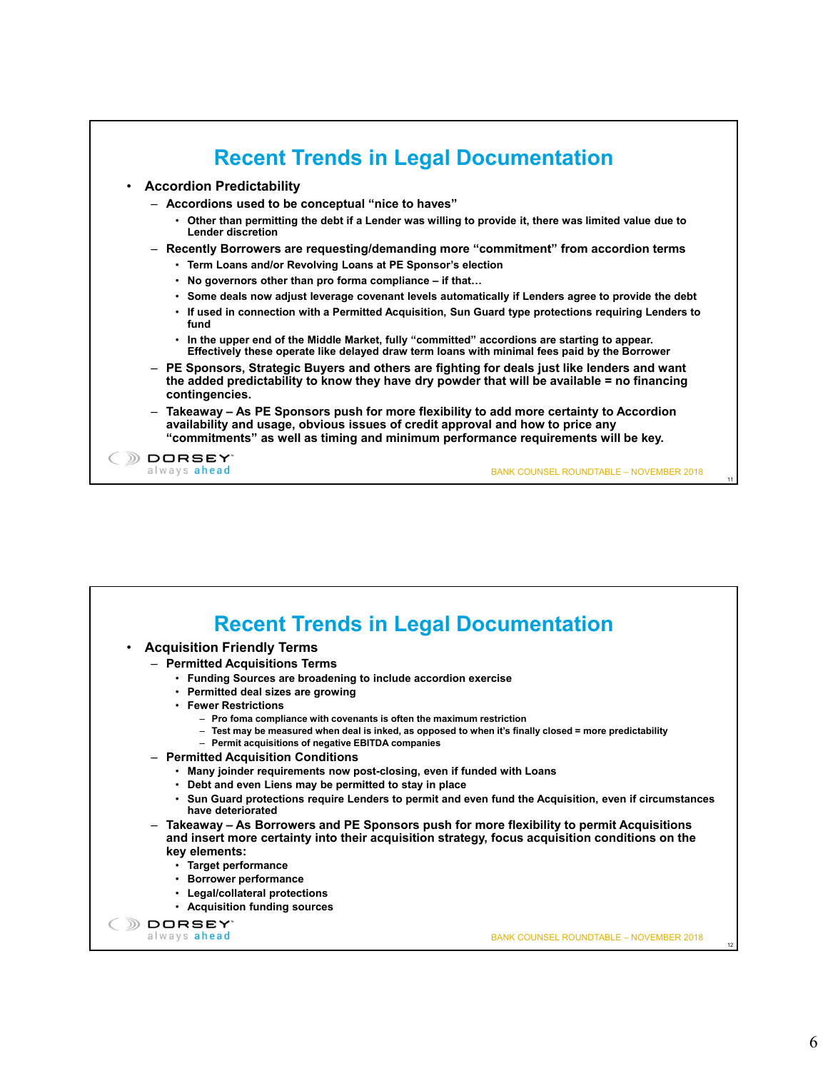## Recent Trends in Legal Documentation

- **Accordion Predictability**
  - **Accordions used to be conceptual "nice to haves"**
    - **Other than permitting the debt if a Lender was willing to provide it, there was limited value due to Lender discretion**
  - **Recently Borrowers are requesting/demanding more "commitment" from accordion terms**
    - **Term Loans and/or Revolving Loans at PE Sponsor's election**
    - **No governors other than pro forma compliance – if that…**
    - **Some deals now adjust leverage covenant levels automatically if Lenders agree to provide the debt**
    - **If used in connection with a Permitted Acquisition, Sun Guard type protections requiring Lenders to fund**
    - **In the upper end of the Middle Market, fully "committed" accordions are starting to appear. Effectively these operate like delayed draw term loans with minimal fees paid by the Borrower**
  - **PE Sponsors, Strategic Buyers and others are fighting for deals just like lenders and want the added predictability to know they have dry powder that will be available = no financing contingencies.**
  - **Takeaway – As PE Sponsors push for more flexibility to add more certainty to Accordion availability and usage, obvious issues of credit approval and how to price any "commitments" as well as timing and minimum performance requirements will be key.**

## Recent Trends in Legal Documentation

- **Acquisition Friendly Terms**
  - **Permitted Acquisitions Terms**
    - **Funding Sources are broadening to include accordion exercise**
    - **Permitted deal sizes are growing**
    - **Fewer Restrictions**
      - **Pro foma compliance with covenants is often the maximum restriction**
      - **Test may be measured when deal is inked, as opposed to when it's finally closed = more predictability**
      - **Permit acquisitions of negative EBITDA companies**
  - **Permitted Acquisition Conditions**
    - **Many joinder requirements now post-closing, even if funded with Loans**
    - **Debt and even Liens may be permitted to stay in place**
    - **Sun Guard protections require Lenders to permit and even fund the Acquisition, even if circumstances have deteriorated**
  - **Takeaway – As Borrowers and PE Sponsors push for more flexibility to permit Acquisitions and insert more certainty into their acquisition strategy, focus acquisition conditions on the key elements:**
    - **Target performance**
    - **Borrower performance**
    - **Legal/collateral protections**
    - **Acquisition funding sources**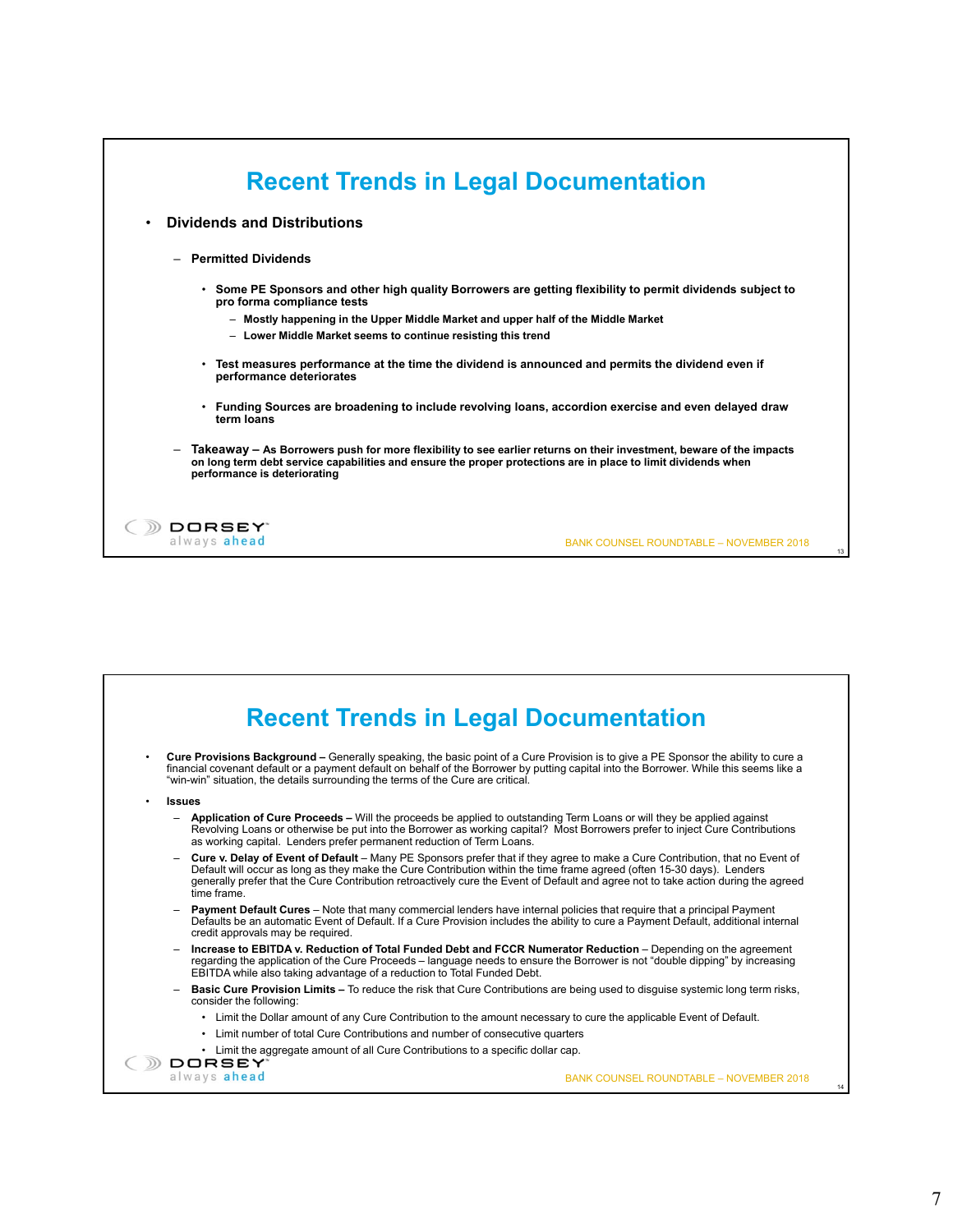# Recent Trends in Legal Documentation

- **Dividends and Distributions**
  - **Permitted Dividends**
    - **Some PE Sponsors and other high quality Borrowers are getting flexibility to permit dividends subject to pro forma compliance tests**
      - **Mostly happening in the Upper Middle Market and upper half of the Middle Market**
      - **Lower Middle Market seems to continue resisting this trend**
    - **Test measures performance at the time the dividend is announced and permits the dividend even if performance deteriorates**
    - **Funding Sources are broadening to include revolving loans, accordion exercise and even delayed draw term loans**
  - **Takeaway – As Borrowers push for more flexibility to see earlier returns on their investment, beware of the impacts on long term debt service capabilities and ensure the proper protections are in place to limit dividends when performance is deteriorating**

# Recent Trends in Legal Documentation

- **Cure Provisions Background –** Generally speaking, the basic point of a Cure Provision is to give a PE Sponsor the ability to cure a financial covenant default or a payment default on behalf of the Borrower by putting capital into the Borrower. While this seems like a "win-win" situation, the details surrounding the terms of the Cure are critical.
- **Issues**
  - **Application of Cure Proceeds –** Will the proceeds be applied to outstanding Term Loans or will they be applied against Revolving Loans or otherwise be put into the Borrower as working capital? Most Borrowers prefer to inject Cure Contributions as working capital. Lenders prefer permanent reduction of Term Loans.
  - **Cure v. Delay of Event of Default** – Many PE Sponsors prefer that if they agree to make a Cure Contribution, that no Event of Default will occur as long as they make the Cure Contribution within the time frame agreed (often 15-30 days). Lenders generally prefer that the Cure Contribution retroactively cure the Event of Default and agree not to take action during the agreed time frame.
  - **Payment Default Cures** – Note that many commercial lenders have internal policies that require that a principal Payment Defaults be an automatic Event of Default. If a Cure Provision includes the ability to cure a Payment Default, additional internal credit approvals may be required.
  - **Increase to EBITDA v. Reduction of Total Funded Debt and FCCR Numerator Reduction** – Depending on the agreement regarding the application of the Cure Proceeds – language needs to ensure the Borrower is not "double dipping" by increasing EBITDA while also taking advantage of a reduction to Total Funded Debt.
  - **Basic Cure Provision Limits –** To reduce the risk that Cure Contributions are being used to disguise systemic long term risks, consider the following:
    - Limit the Dollar amount of any Cure Contribution to the amount necessary to cure the applicable Event of Default.
    - Limit number of total Cure Contributions and number of consecutive quarters
    - Limit the aggregate amount of all Cure Contributions to a specific dollar cap.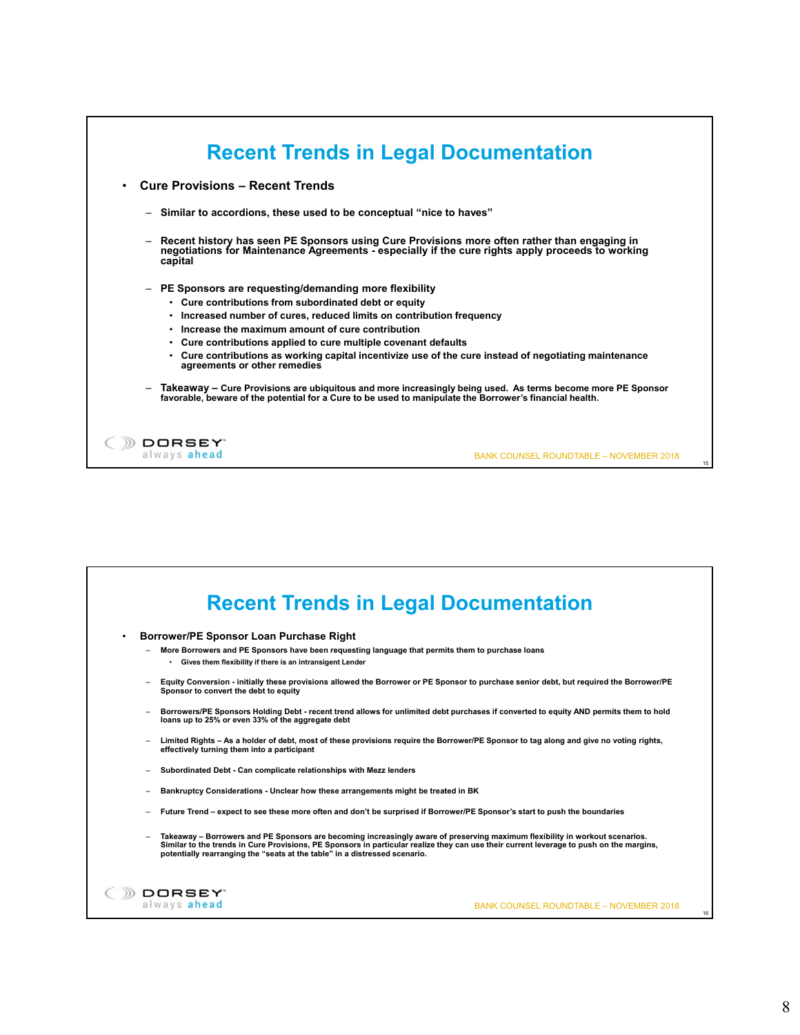# Recent Trends in Legal Documentation

- **Cure Provisions – Recent Trends**
  - **Similar to accordions, these used to be conceptual "nice to haves"**
  - **Recent history has seen PE Sponsors using Cure Provisions more often rather than engaging in negotiations for Maintenance Agreements - especially if the cure rights apply proceeds to working capital**
  - **PE Sponsors are requesting/demanding more flexibility**
    - **Cure contributions from subordinated debt or equity**
    - **Increased number of cures, reduced limits on contribution frequency**
    - **Increase the maximum amount of cure contribution**
    - **Cure contributions applied to cure multiple covenant defaults**
    - **Cure contributions as working capital incentivize use of the cure instead of negotiating maintenance agreements or other remedies**
  - **Takeaway – Cure Provisions are ubiquitous and more increasingly being used. As terms become more PE Sponsor favorable, beware of the potential for a Cure to be used to manipulate the Borrower's financial health.**

# Recent Trends in Legal Documentation

- **Borrower/PE Sponsor Loan Purchase Right**
  - **More Borrowers and PE Sponsors have been requesting language that permits them to purchase loans**
    - **Gives them flexibility if there is an intransigent Lender**
  - **Equity Conversion - initially these provisions allowed the Borrower or PE Sponsor to purchase senior debt, but required the Borrower/PE Sponsor to convert the debt to equity**
  - **Borrowers/PE Sponsors Holding Debt - recent trend allows for unlimited debt purchases if converted to equity AND permits them to hold loans up to 25% or even 33% of the aggregate debt**
  - **Limited Rights – As a holder of debt, most of these provisions require the Borrower/PE Sponsor to tag along and give no voting rights, effectively turning them into a participant**
  - **Subordinated Debt - Can complicate relationships with Mezz lenders**
  - **Bankruptcy Considerations - Unclear how these arrangements might be treated in BK**
  - **Future Trend – expect to see these more often and don't be surprised if Borrower/PE Sponsor's start to push the boundaries**
  - **Takeaway – Borrowers and PE Sponsors are becoming increasingly aware of preserving maximum flexibility in workout scenarios. Similar to the trends in Cure Provisions, PE Sponsors in particular realize they can use their current leverage to push on the margins, potentially rearranging the "seats at the table" in a distressed scenario.**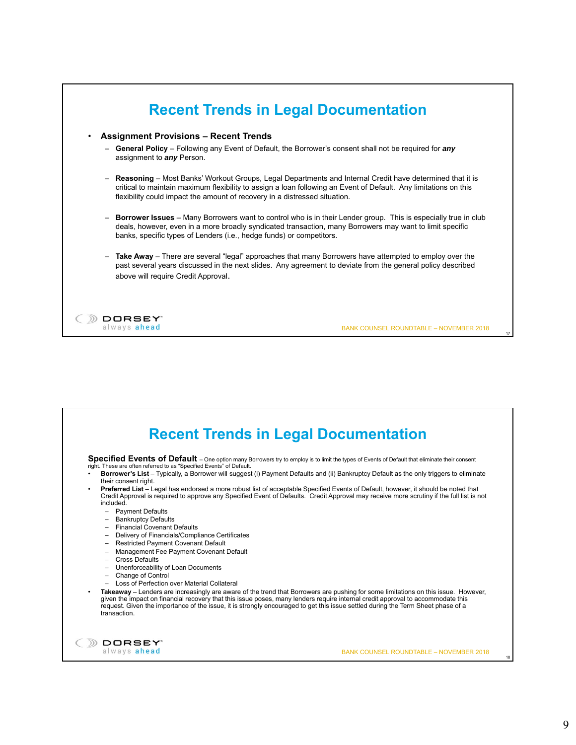# Recent Trends in Legal Documentation

- **Assignment Provisions – Recent Trends**
  - **General Policy** – Following any Event of Default, the Borrower's consent shall not be required for ***any*** assignment to ***any*** Person.
  - **Reasoning** – Most Banks' Workout Groups, Legal Departments and Internal Credit have determined that it is critical to maintain maximum flexibility to assign a loan following an Event of Default. Any limitations on this flexibility could impact the amount of recovery in a distressed situation.
  - **Borrower Issues** – Many Borrowers want to control who is in their Lender group. This is especially true in club deals, however, even in a more broadly syndicated transaction, many Borrowers may want to limit specific banks, specific types of Lenders (i.e., hedge funds) or competitors.
  - **Take Away** – There are several "legal" approaches that many Borrowers have attempted to employ over the past several years discussed in the next slides. Any agreement to deviate from the general policy described above will require Credit Approval.

# Recent Trends in Legal Documentation

**Specified Events of Default** – One option many Borrowers try to employ is to limit the types of Events of Default that eliminate their consent right. These are often referred to as "Specified Events" of Default.

- **Borrower's List** – Typically, a Borrower will suggest (i) Payment Defaults and (ii) Bankruptcy Default as the only triggers to eliminate their consent right.
- **Preferred List** – Legal has endorsed a more robust list of acceptable Specified Events of Default, however, it should be noted that Credit Approval is required to approve any Specified Event of Defaults. Credit Approval may receive more scrutiny if the full list is not included.
  - Payment Defaults
  - Bankruptcy Defaults
  - Financial Covenant Defaults
  - Delivery of Financials/Compliance Certificates
  - Restricted Payment Covenant Default
  - Management Fee Payment Covenant Default
  - Cross Defaults
  - Unenforceability of Loan Documents
  - Change of Control
  - Loss of Perfection over Material Collateral
- **Takeaway** – Lenders are increasingly are aware of the trend that Borrowers are pushing for some limitations on this issue. However, given the impact on financial recovery that this issue poses, many lenders require internal credit approval to accommodate this request. Given the importance of the issue, it is strongly encouraged to get this issue settled during the Term Sheet phase of a transaction.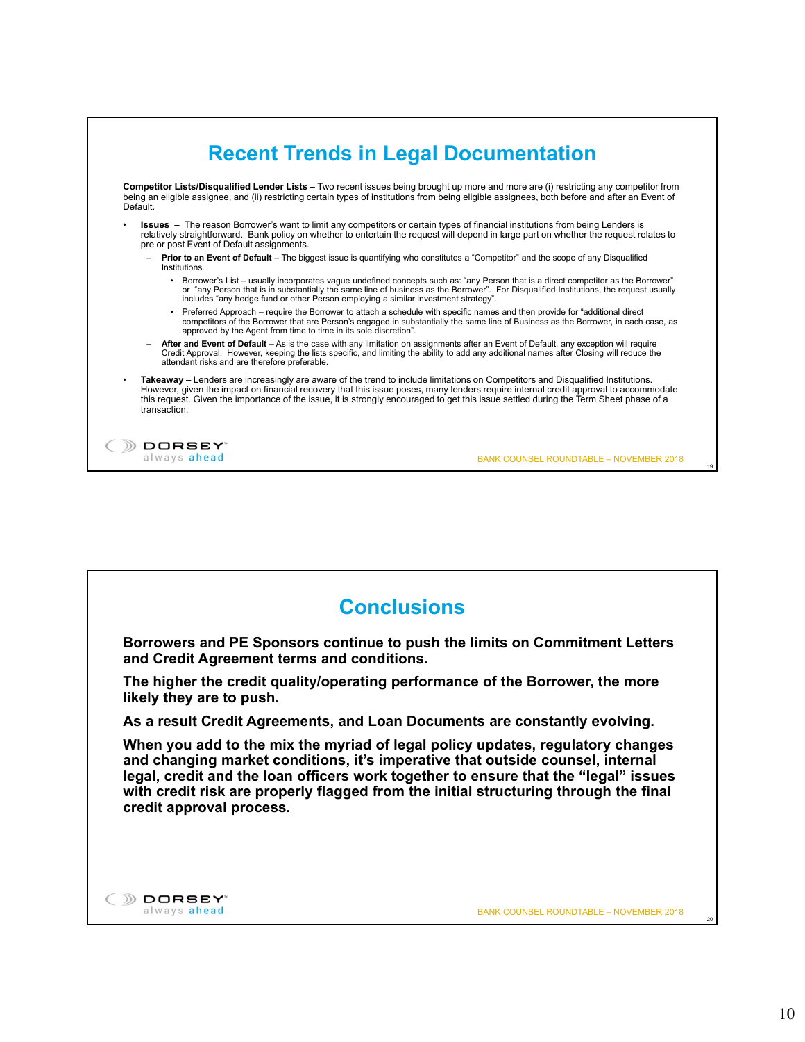# Recent Trends in Legal Documentation

**Competitor Lists/Disqualified Lender Lists** – Two recent issues being brought up more and more are (i) restricting any competitor from being an eligible assignee, and (ii) restricting certain types of institutions from being eligible assignees, both before and after an Event of Default.

- **Issues** – The reason Borrower's want to limit any competitors or certain types of financial institutions from being Lenders is relatively straightforward. Bank policy on whether to entertain the request will depend in large part on whether the request relates to pre or post Event of Default assignments.
  - **Prior to an Event of Default** – The biggest issue is quantifying who constitutes a "Competitor" and the scope of any Disqualified Institutions.
    - Borrower's List – usually incorporates vague undefined concepts such as: "any Person that is a direct competitor as the Borrower" or "any Person that is in substantially the same line of business as the Borrower". For Disqualified Institutions, the request usually includes "any hedge fund or other Person employing a similar investment strategy".
    - Preferred Approach – require the Borrower to attach a schedule with specific names and then provide for "additional direct competitors of the Borrower that are Person's engaged in substantially the same line of Business as the Borrower, in each case, as approved by the Agent from time to time in its sole discretion".
  - **After and Event of Default** – As is the case with any limitation on assignments after an Event of Default, any exception will require Credit Approval. However, keeping the lists specific, and limiting the ability to add any additional names after Closing will reduce the attendant risks and are therefore preferable.
- **Takeaway** – Lenders are increasingly are aware of the trend to include limitations on Competitors and Disqualified Institutions. However, given the impact on financial recovery that this issue poses, many lenders require internal credit approval to accommodate this request. Given the importance of the issue, it is strongly encouraged to get this issue settled during the Term Sheet phase of a transaction.

# Conclusions

**Borrowers and PE Sponsors continue to push the limits on Commitment Letters and Credit Agreement terms and conditions.**

**The higher the credit quality/operating performance of the Borrower, the more likely they are to push.**

**As a result Credit Agreements, and Loan Documents are constantly evolving.**

**When you add to the mix the myriad of legal policy updates, regulatory changes and changing market conditions, it's imperative that outside counsel, internal legal, credit and the loan officers work together to ensure that the "legal" issues with credit risk are properly flagged from the initial structuring through the final credit approval process.**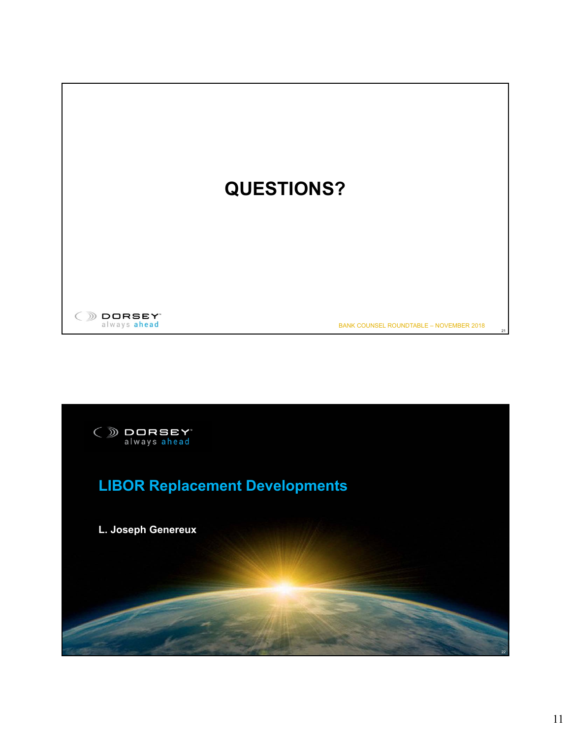# QUESTIONS?

DORSEY always ahead

BANK COUNSEL ROUNDTABLE – NOVEMBER 2018

---

DORSEY always ahead

## LIBOR Replacement Developments

**L. Joseph Genereux**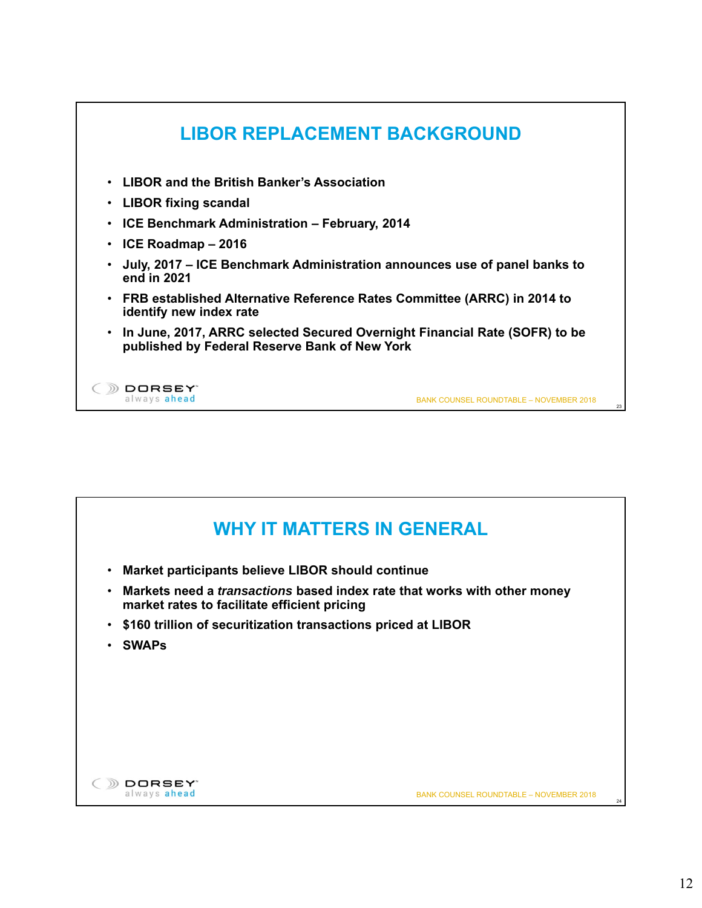## LIBOR REPLACEMENT BACKGROUND

- LIBOR and the British Banker's Association
- LIBOR fixing scandal
- ICE Benchmark Administration – February, 2014
- ICE Roadmap – 2016
- July, 2017 – ICE Benchmark Administration announces use of panel banks to end in 2021
- FRB established Alternative Reference Rates Committee (ARRC) in 2014 to identify new index rate
- In June, 2017, ARRC selected Secured Overnight Financial Rate (SOFR) to be published by Federal Reserve Bank of New York

## WHY IT MATTERS IN GENERAL

- Market participants believe LIBOR should continue
- Markets need a *transactions* based index rate that works with other money market rates to facilitate efficient pricing
- $160 trillion of securitization transactions priced at LIBOR
- SWAPs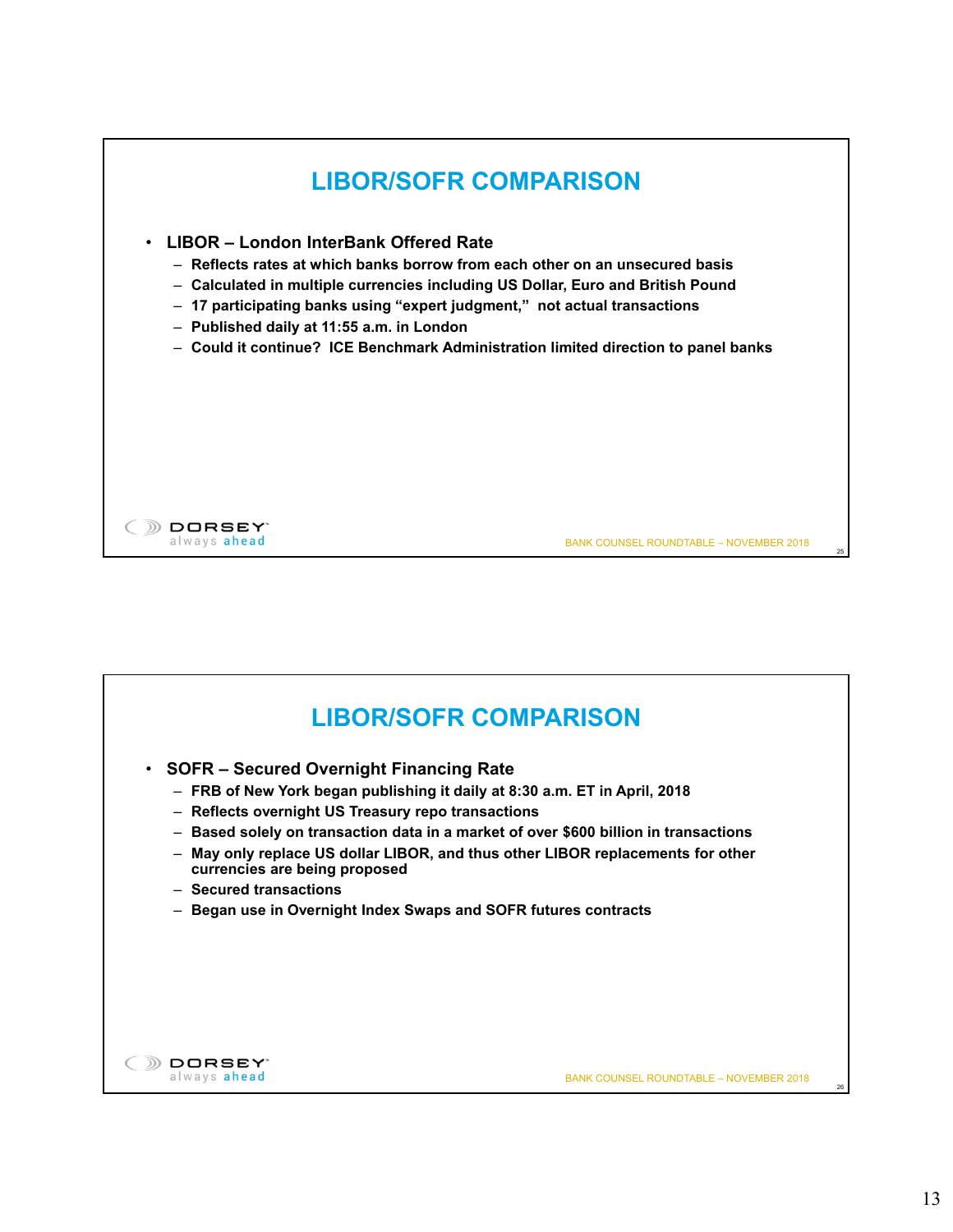# LIBOR/SOFR COMPARISON

- **LIBOR – London InterBank Offered Rate**
  - **Reflects rates at which banks borrow from each other on an unsecured basis**
  - **Calculated in multiple currencies including US Dollar, Euro and British Pound**
  - **17 participating banks using "expert judgment," not actual transactions**
  - **Published daily at 11:55 a.m. in London**
  - **Could it continue? ICE Benchmark Administration limited direction to panel banks**

# LIBOR/SOFR COMPARISON

- **SOFR – Secured Overnight Financing Rate**
  - **FRB of New York began publishing it daily at 8:30 a.m. ET in April, 2018**
  - **Reflects overnight US Treasury repo transactions**
  - **Based solely on transaction data in a market of over $600 billion in transactions**
  - **May only replace US dollar LIBOR, and thus other LIBOR replacements for other currencies are being proposed**
  - **Secured transactions**
  - **Began use in Overnight Index Swaps and SOFR futures contracts**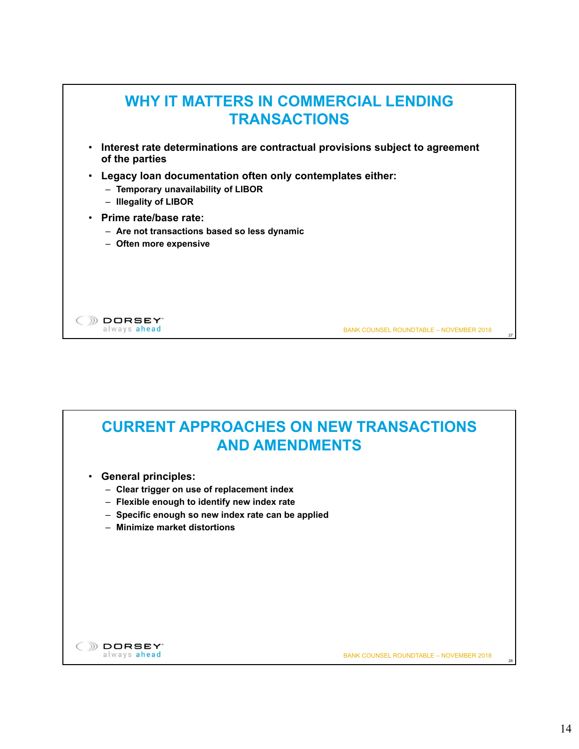## WHY IT MATTERS IN COMMERCIAL LENDING TRANSACTIONS

- **Interest rate determinations are contractual provisions subject to agreement of the parties**
- **Legacy loan documentation often only contemplates either:**
  - Temporary unavailability of LIBOR
  - Illegality of LIBOR
- **Prime rate/base rate:**
  - Are not transactions based so less dynamic
  - Often more expensive

## CURRENT APPROACHES ON NEW TRANSACTIONS AND AMENDMENTS

- **General principles:**
  - Clear trigger on use of replacement index
  - Flexible enough to identify new index rate
  - Specific enough so new index rate can be applied
  - Minimize market distortions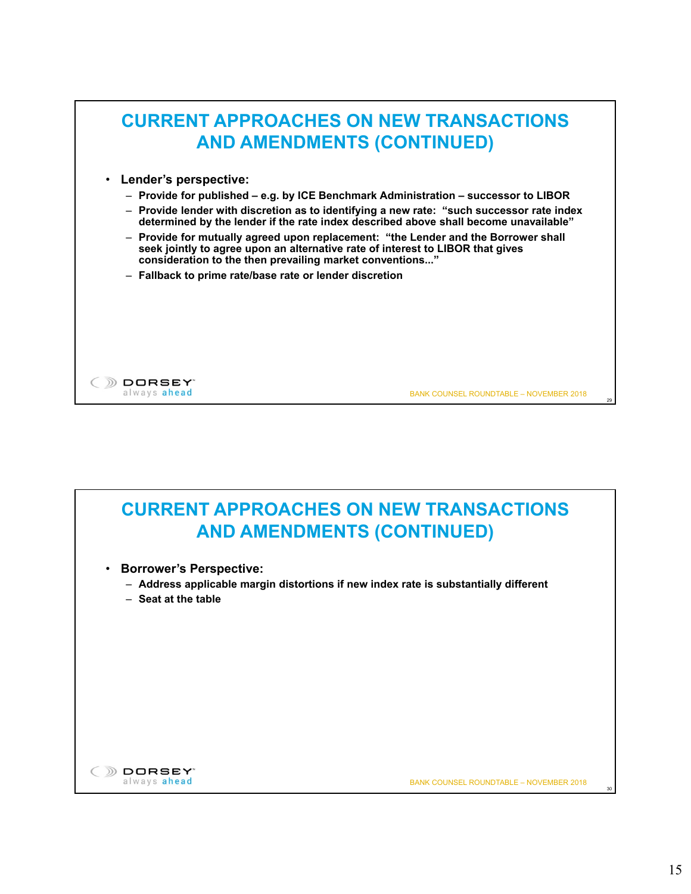## CURRENT APPROACHES ON NEW TRANSACTIONS AND AMENDMENTS (CONTINUED)

- **Lender's perspective:**
  - **Provide for published – e.g. by ICE Benchmark Administration – successor to LIBOR**
  - **Provide lender with discretion as to identifying a new rate: "such successor rate index determined by the lender if the rate index described above shall become unavailable"**
  - **Provide for mutually agreed upon replacement: "the Lender and the Borrower shall seek jointly to agree upon an alternative rate of interest to LIBOR that gives consideration to the then prevailing market conventions..."**
  - **Fallback to prime rate/base rate or lender discretion**

## CURRENT APPROACHES ON NEW TRANSACTIONS AND AMENDMENTS (CONTINUED)

- **Borrower's Perspective:**
  - **Address applicable margin distortions if new index rate is substantially different**
  - **Seat at the table**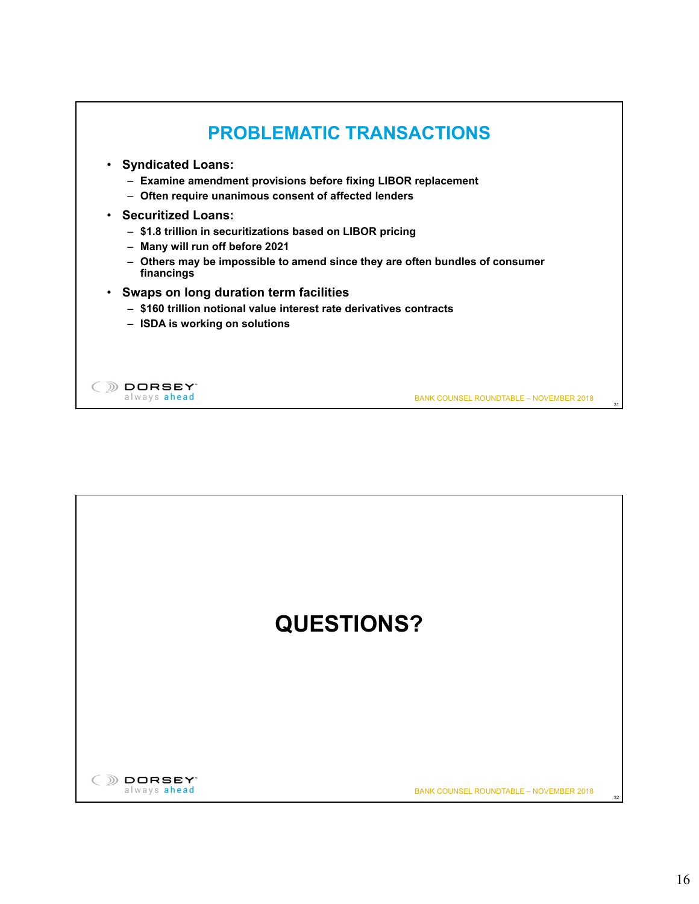## PROBLEMATIC TRANSACTIONS

- **Syndicated Loans:**
  - **Examine amendment provisions before fixing LIBOR replacement**
  - **Often require unanimous consent of affected lenders**
- **Securitized Loans:**
  - **$1.8 trillion in securitizations based on LIBOR pricing**
  - **Many will run off before 2021**
  - **Others may be impossible to amend since they are often bundles of consumer financings**
- **Swaps on long duration term facilities**
  - **$160 trillion notional value interest rate derivatives contracts**
  - **ISDA is working on solutions**

## QUESTIONS?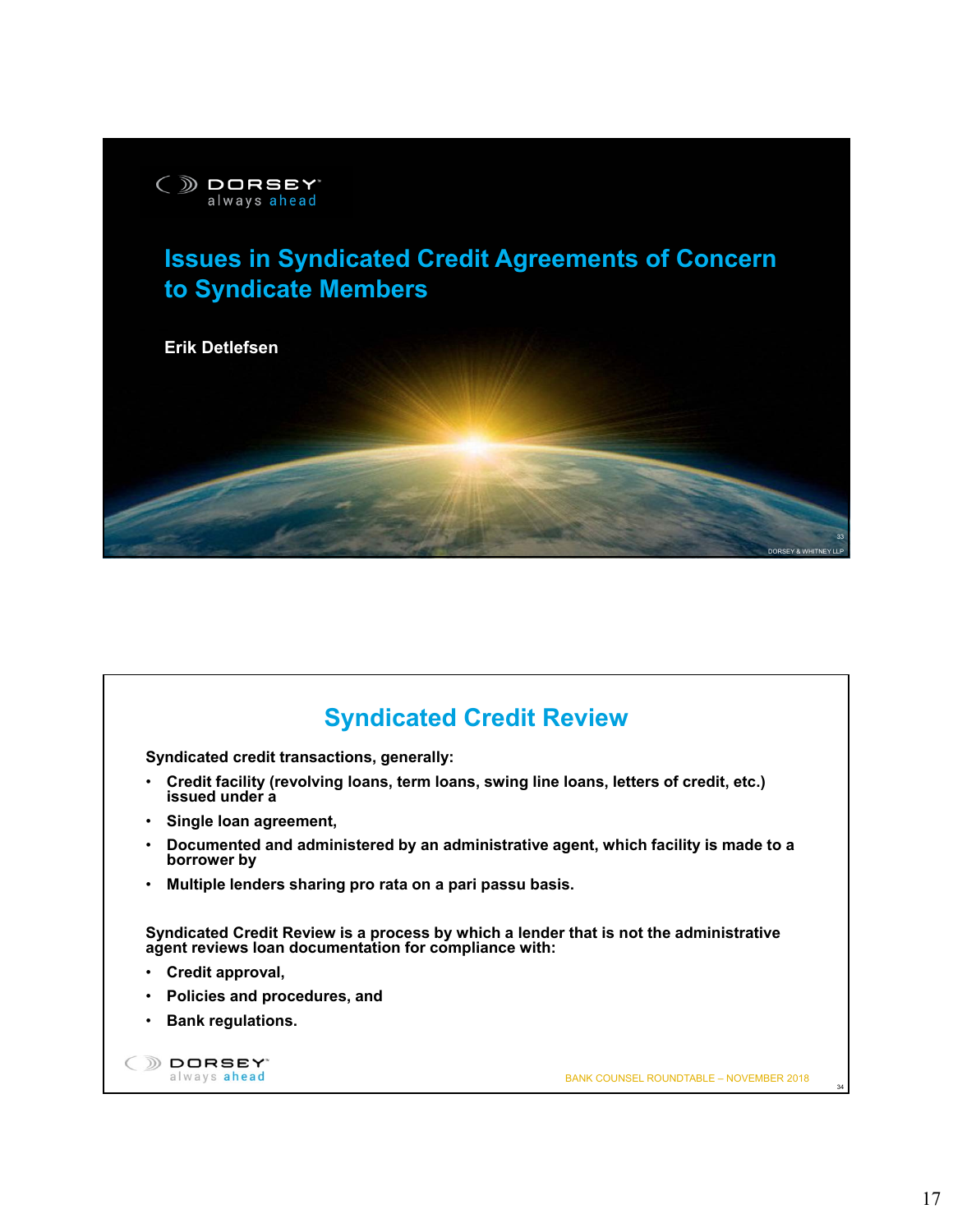# Issues in Syndicated Credit Agreements of Concern to Syndicate Members

**Erik Detlefsen**

## Syndicated Credit Review

**Syndicated credit transactions, generally:**

- **Credit facility (revolving loans, term loans, swing line loans, letters of credit, etc.) issued under a**
- **Single loan agreement,**
- **Documented and administered by an administrative agent, which facility is made to a borrower by**
- **Multiple lenders sharing pro rata on a pari passu basis.**

**Syndicated Credit Review is a process by which a lender that is not the administrative agent reviews loan documentation for compliance with:**

- **Credit approval,**
- **Policies and procedures, and**
- **Bank regulations.**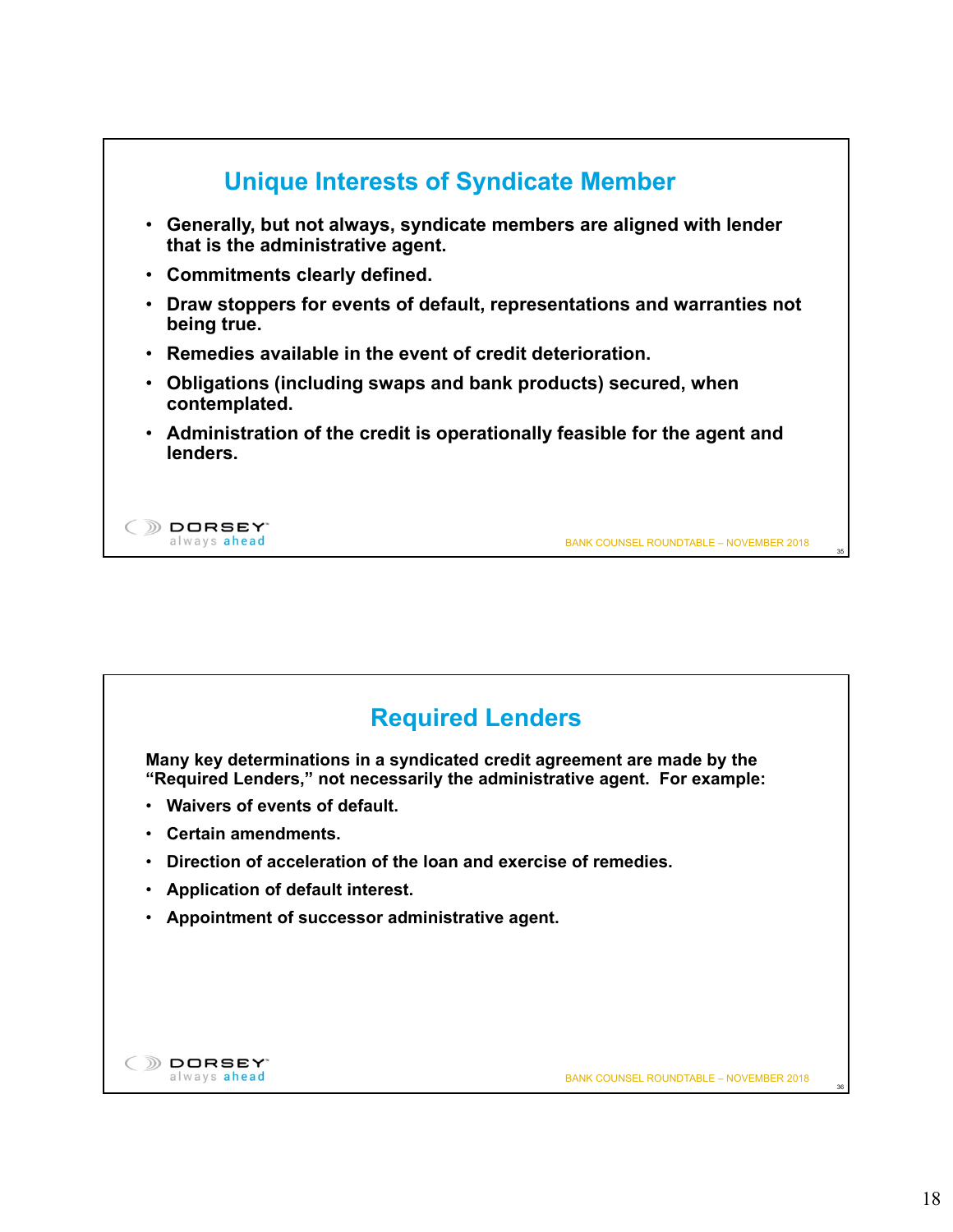## Unique Interests of Syndicate Member

- **Generally, but not always, syndicate members are aligned with lender that is the administrative agent.**
- **Commitments clearly defined.**
- **Draw stoppers for events of default, representations and warranties not being true.**
- **Remedies available in the event of credit deterioration.**
- **Obligations (including swaps and bank products) secured, when contemplated.**
- **Administration of the credit is operationally feasible for the agent and lenders.**

## Required Lenders

**Many key determinations in a syndicated credit agreement are made by the "Required Lenders," not necessarily the administrative agent. For example:**

- **Waivers of events of default.**
- **Certain amendments.**
- **Direction of acceleration of the loan and exercise of remedies.**
- **Application of default interest.**
- **Appointment of successor administrative agent.**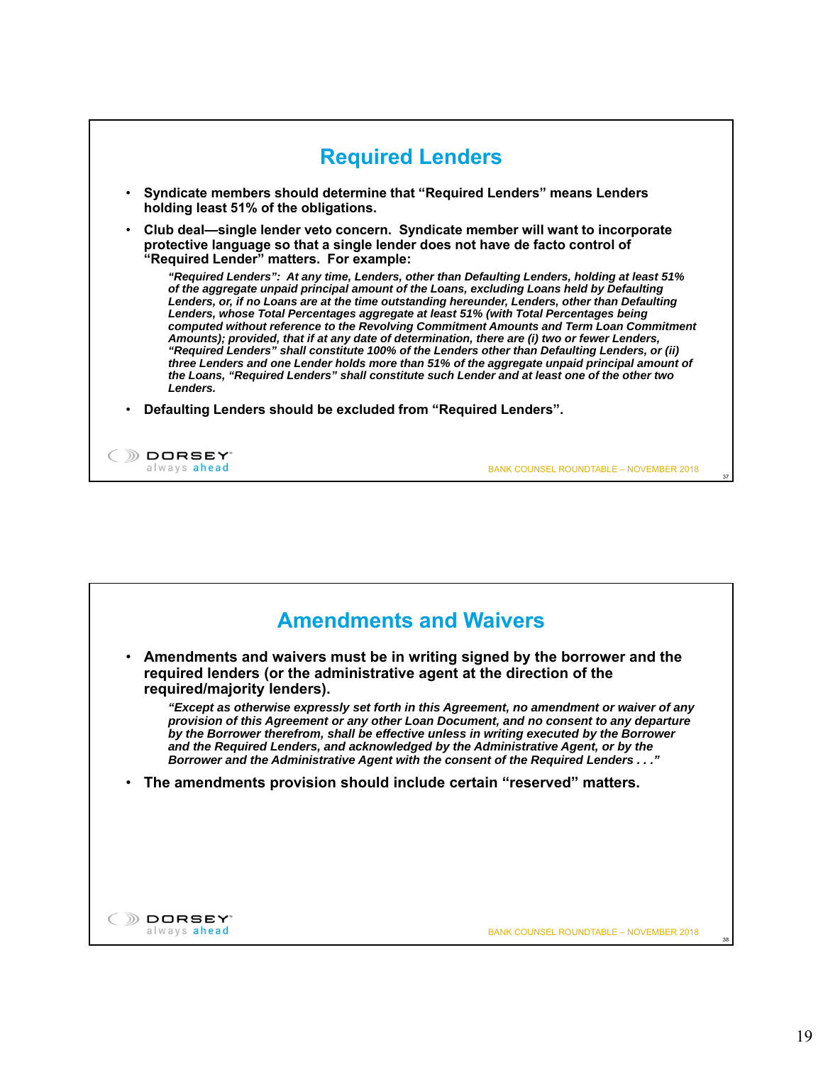## Required Lenders

- **Syndicate members should determine that "Required Lenders" means Lenders holding least 51% of the obligations.**
- **Club deal—single lender veto concern. Syndicate member will want to incorporate protective language so that a single lender does not have de facto control of "Required Lender" matters. For example:**

  ***"Required Lenders": At any time, Lenders, other than Defaulting Lenders, holding at least 51% of the aggregate unpaid principal amount of the Loans, excluding Loans held by Defaulting Lenders, or, if no Loans are at the time outstanding hereunder, Lenders, other than Defaulting Lenders, whose Total Percentages aggregate at least 51% (with Total Percentages being computed without reference to the Revolving Commitment Amounts and Term Loan Commitment Amounts); provided, that if at any date of determination, there are (i) two or fewer Lenders, "Required Lenders" shall constitute 100% of the Lenders other than Defaulting Lenders, or (ii) three Lenders and one Lender holds more than 51% of the aggregate unpaid principal amount of the Loans, "Required Lenders" shall constitute such Lender and at least one of the other two Lenders.***

- **Defaulting Lenders should be excluded from "Required Lenders".**

## Amendments and Waivers

- **Amendments and waivers must be in writing signed by the borrower and the required lenders (or the administrative agent at the direction of the required/majority lenders).**

  ***"Except as otherwise expressly set forth in this Agreement, no amendment or waiver of any provision of this Agreement or any other Loan Document, and no consent to any departure by the Borrower therefrom, shall be effective unless in writing executed by the Borrower and the Required Lenders, and acknowledged by the Administrative Agent, or by the Borrower and the Administrative Agent with the consent of the Required Lenders . . ."***

- **The amendments provision should include certain "reserved" matters.**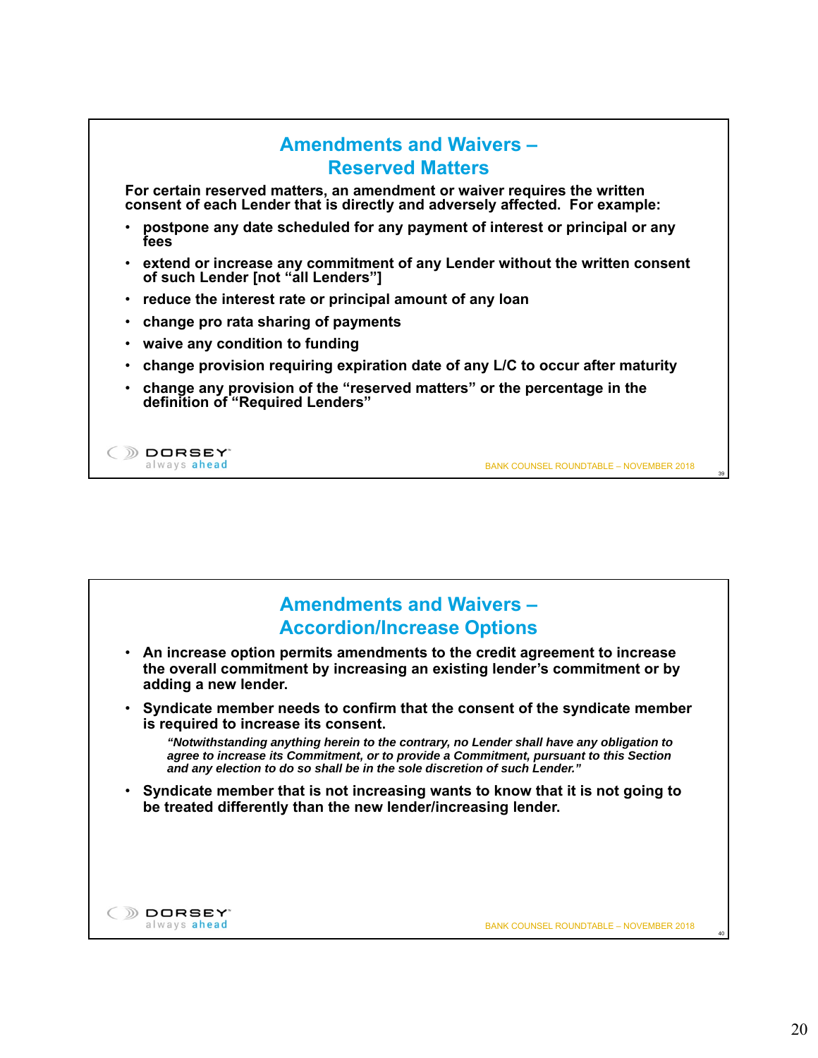## Amendments and Waivers – Reserved Matters

**For certain reserved matters, an amendment or waiver requires the written consent of each Lender that is directly and adversely affected. For example:**

- **postpone any date scheduled for any payment of interest or principal or any fees**
- **extend or increase any commitment of any Lender without the written consent of such Lender [not "all Lenders"]**
- **reduce the interest rate or principal amount of any loan**
- **change pro rata sharing of payments**
- **waive any condition to funding**
- **change provision requiring expiration date of any L/C to occur after maturity**
- **change any provision of the "reserved matters" or the percentage in the definition of "Required Lenders"**

## Amendments and Waivers – Accordion/Increase Options

- **An increase option permits amendments to the credit agreement to increase the overall commitment by increasing an existing lender's commitment or by adding a new lender.**
- **Syndicate member needs to confirm that the consent of the syndicate member is required to increase its consent.**

  ***"Notwithstanding anything herein to the contrary, no Lender shall have any obligation to agree to increase its Commitment, or to provide a Commitment, pursuant to this Section and any election to do so shall be in the sole discretion of such Lender."***

- **Syndicate member that is not increasing wants to know that it is not going to be treated differently than the new lender/increasing lender.**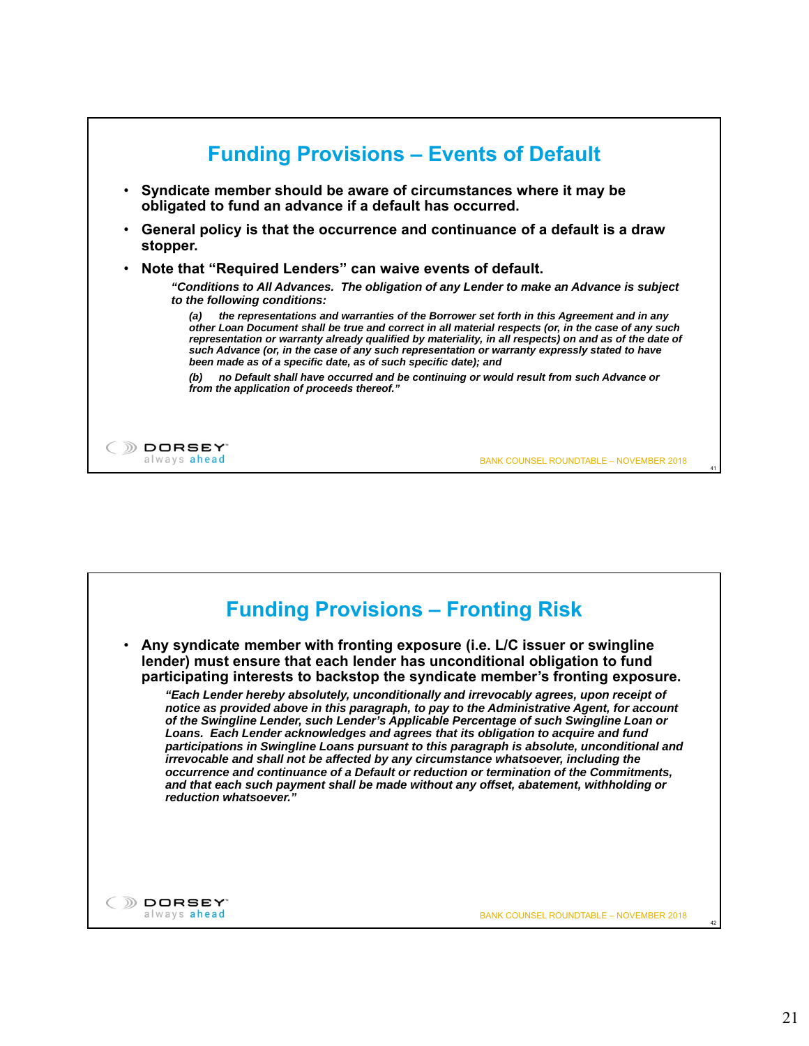## Funding Provisions – Events of Default

- **Syndicate member should be aware of circumstances where it may be obligated to fund an advance if a default has occurred.**
- **General policy is that the occurrence and continuance of a default is a draw stopper.**
- **Note that "Required Lenders" can waive events of default.**

> ***"Conditions to All Advances.** The obligation of any Lender to make an Advance is subject to the following conditions:*
>
> *(a) the representations and warranties of the Borrower set forth in this Agreement and in any other Loan Document shall be true and correct in all material respects (or, in the case of any such representation or warranty already qualified by materiality, in all respects) on and as of the date of such Advance (or, in the case of any such representation or warranty expressly stated to have been made as of a specific date, as of such specific date); and*
>
> *(b) no Default shall have occurred and be continuing or would result from such Advance or from the application of proceeds thereof."*

## Funding Provisions – Fronting Risk

- **Any syndicate member with fronting exposure (i.e. L/C issuer or swingline lender) must ensure that each lender has unconditional obligation to fund participating interests to backstop the syndicate member's fronting exposure.**

> *"Each Lender hereby absolutely, unconditionally and irrevocably agrees, upon receipt of notice as provided above in this paragraph, to pay to the Administrative Agent, for account of the Swingline Lender, such Lender's Applicable Percentage of such Swingline Loan or Loans. Each Lender acknowledges and agrees that its obligation to acquire and fund participations in Swingline Loans pursuant to this paragraph is absolute, unconditional and irrevocable and shall not be affected by any circumstance whatsoever, including the occurrence and continuance of a Default or reduction or termination of the Commitments, and that each such payment shall be made without any offset, abatement, withholding or reduction whatsoever."*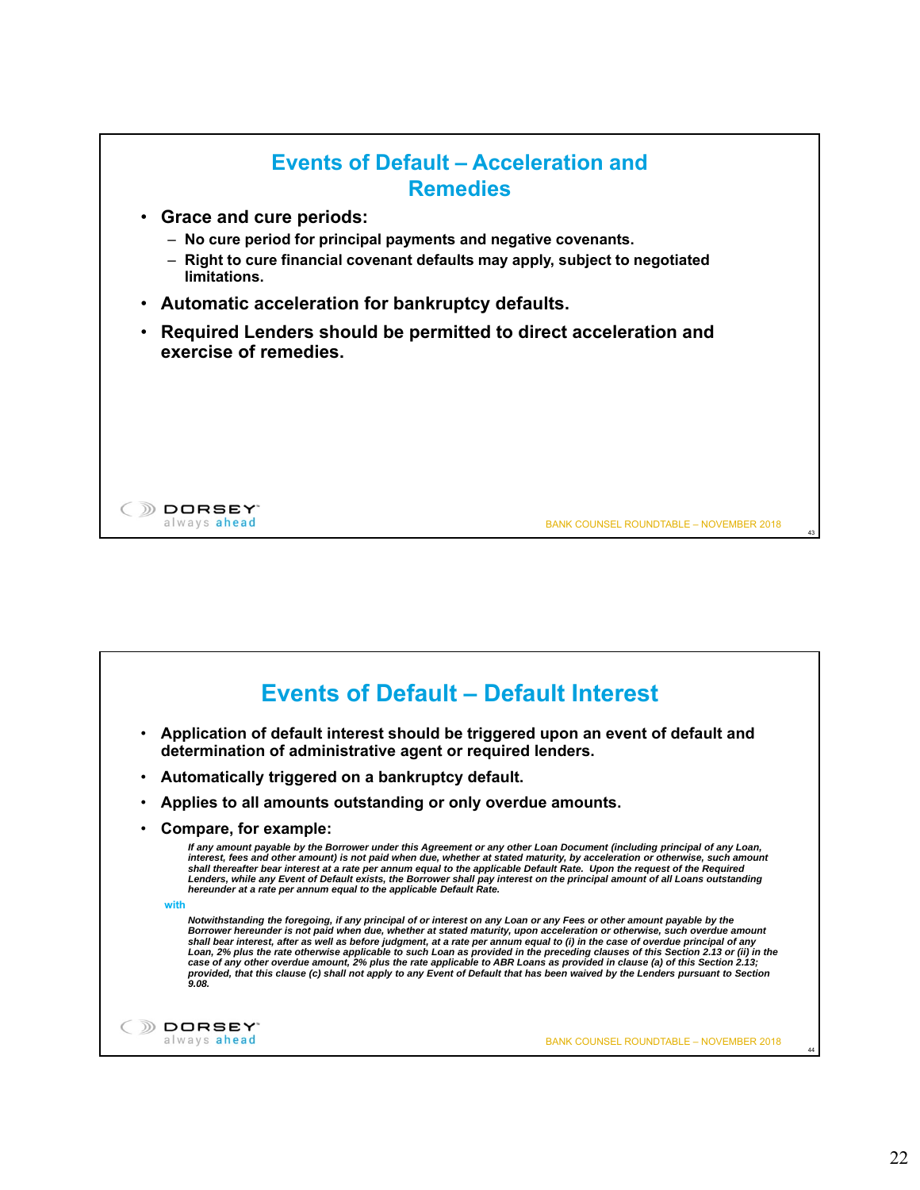## Events of Default – Acceleration and Remedies

- **Grace and cure periods:**
  - **No cure period for principal payments and negative covenants.**
  - **Right to cure financial covenant defaults may apply, subject to negotiated limitations.**
- **Automatic acceleration for bankruptcy defaults.**
- **Required Lenders should be permitted to direct acceleration and exercise of remedies.**

## Events of Default – Default Interest

- **Application of default interest should be triggered upon an event of default and determination of administrative agent or required lenders.**
- **Automatically triggered on a bankruptcy default.**
- **Applies to all amounts outstanding or only overdue amounts.**
- **Compare, for example:**

  ***If any amount payable by the Borrower under this Agreement or any other Loan Document (including principal of any Loan, interest, fees and other amount) is not paid when due, whether at stated maturity, by acceleration or otherwise, such amount shall thereafter bear interest at a rate per annum equal to the applicable Default Rate. Upon the request of the Required Lenders, while any Event of Default exists, the Borrower shall pay interest on the principal amount of all Loans outstanding hereunder at a rate per annum equal to the applicable Default Rate.***

  **with**

  ***Notwithstanding the foregoing, if any principal of or interest on any Loan or any Fees or other amount payable by the Borrower hereunder is not paid when due, whether at stated maturity, upon acceleration or otherwise, such overdue amount shall bear interest, after as well as before judgment, at a rate per annum equal to (i) in the case of overdue principal of any Loan, 2% plus the rate otherwise applicable to such Loan as provided in the preceding clauses of this Section 2.13 or (ii) in the case of any other overdue amount, 2% plus the rate applicable to ABR Loans as provided in clause (a) of this Section 2.13; provided, that this clause (c) shall not apply to any Event of Default that has been waived by the Lenders pursuant to Section 9.08.***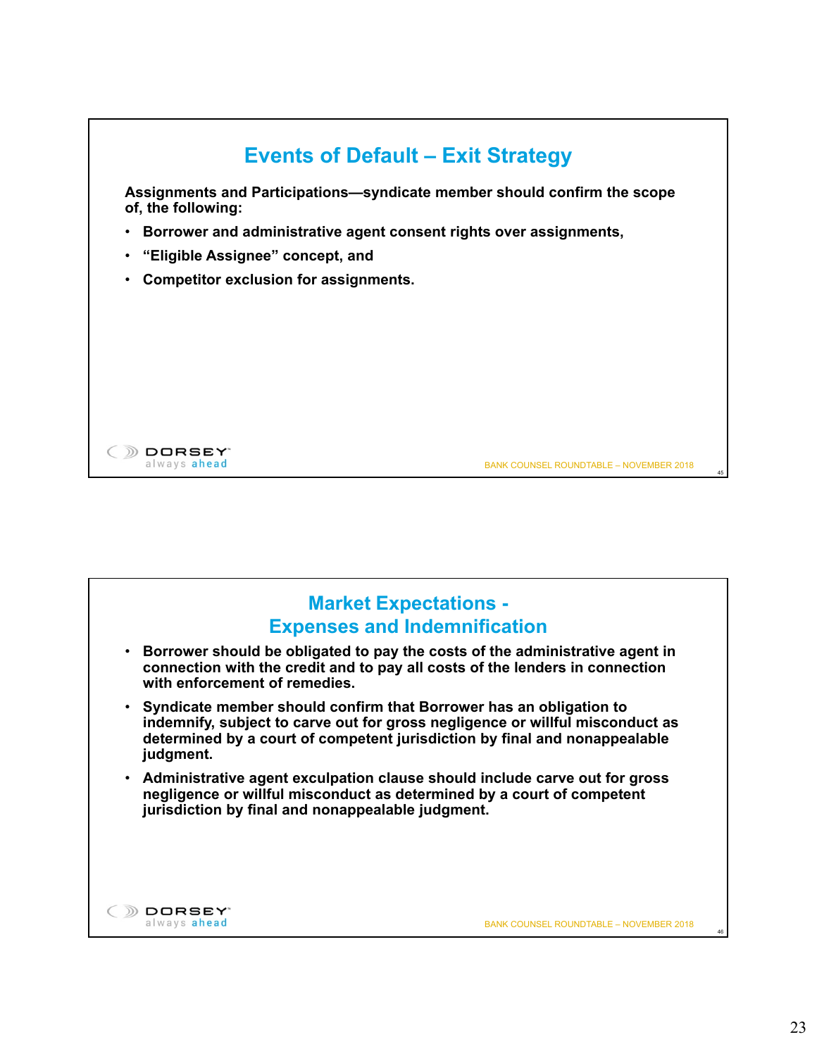## Events of Default – Exit Strategy

**Assignments and Participations—syndicate member should confirm the scope of, the following:**

- **Borrower and administrative agent consent rights over assignments,**
- **"Eligible Assignee" concept, and**
- **Competitor exclusion for assignments.**

## Market Expectations - Expenses and Indemnification

- **Borrower should be obligated to pay the costs of the administrative agent in connection with the credit and to pay all costs of the lenders in connection with enforcement of remedies.**
- **Syndicate member should confirm that Borrower has an obligation to indemnify, subject to carve out for gross negligence or willful misconduct as determined by a court of competent jurisdiction by final and nonappealable judgment.**
- **Administrative agent exculpation clause should include carve out for gross negligence or willful misconduct as determined by a court of competent jurisdiction by final and nonappealable judgment.**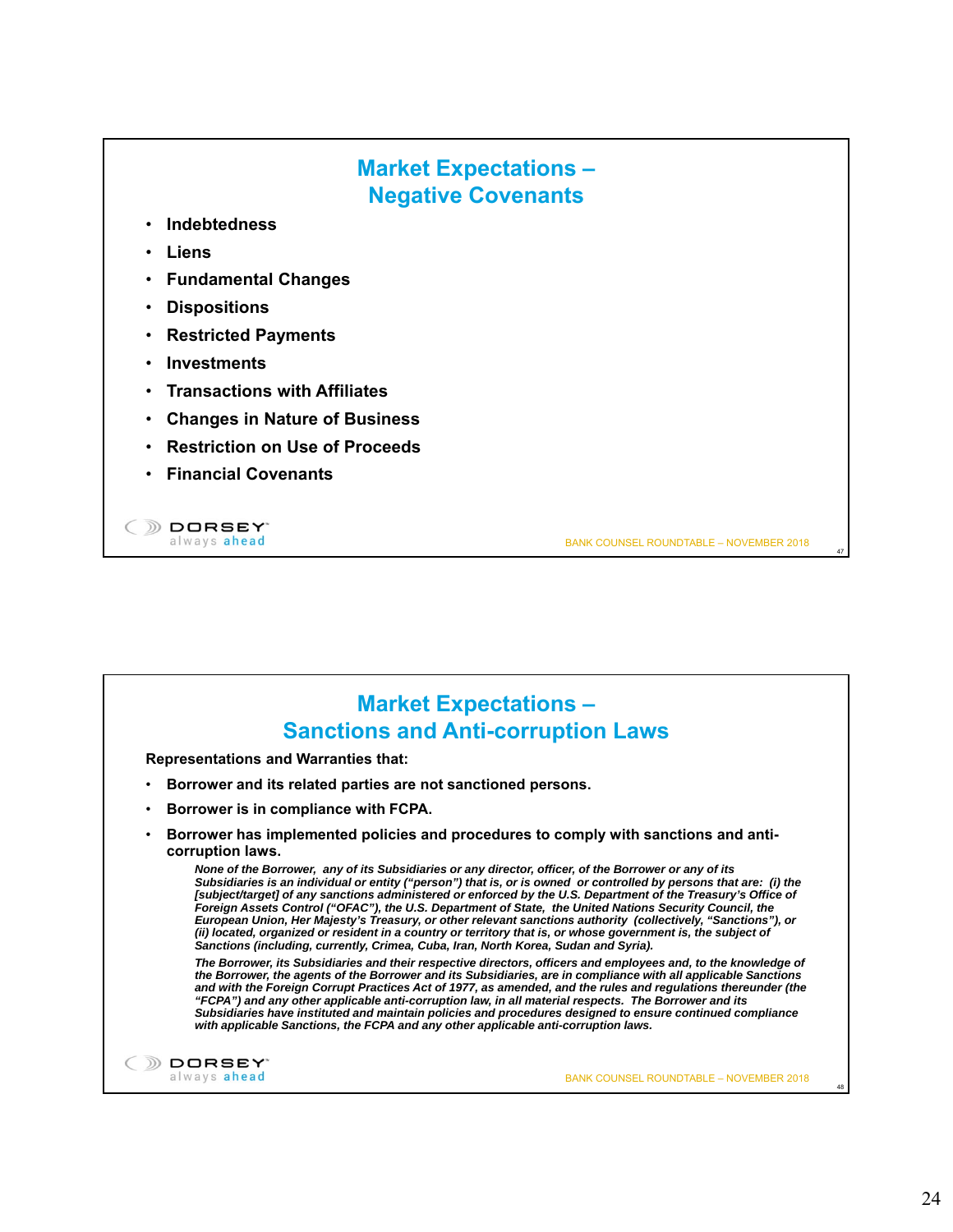## Market Expectations – Negative Covenants

- **Indebtedness**
- **Liens**
- **Fundamental Changes**
- **Dispositions**
- **Restricted Payments**
- **Investments**
- **Transactions with Affiliates**
- **Changes in Nature of Business**
- **Restriction on Use of Proceeds**
- **Financial Covenants**

## Market Expectations – Sanctions and Anti-corruption Laws

**Representations and Warranties that:**

- **Borrower and its related parties are not sanctioned persons.**
- **Borrower is in compliance with FCPA.**
- **Borrower has implemented policies and procedures to comply with sanctions and anti-corruption laws.**

  ***None of the Borrower, any of its Subsidiaries or any director, officer, of the Borrower or any of its Subsidiaries is an individual or entity ("person") that is, or is owned or controlled by persons that are: (i) the [subject/target] of any sanctions administered or enforced by the U.S. Department of the Treasury's Office of Foreign Assets Control ("OFAC"), the U.S. Department of State, the United Nations Security Council, the European Union, Her Majesty's Treasury, or other relevant sanctions authority (collectively, "Sanctions"), or (ii) located, organized or resident in a country or territory that is, or whose government is, the subject of Sanctions (including, currently, Crimea, Cuba, Iran, North Korea, Sudan and Syria).***

  ***The Borrower, its Subsidiaries and their respective directors, officers and employees and, to the knowledge of the Borrower, the agents of the Borrower and its Subsidiaries, are in compliance with all applicable Sanctions and with the Foreign Corrupt Practices Act of 1977, as amended, and the rules and regulations thereunder (the "FCPA") and any other applicable anti-corruption law, in all material respects. The Borrower and its Subsidiaries have instituted and maintain policies and procedures designed to ensure continued compliance with applicable Sanctions, the FCPA and any other applicable anti-corruption laws.***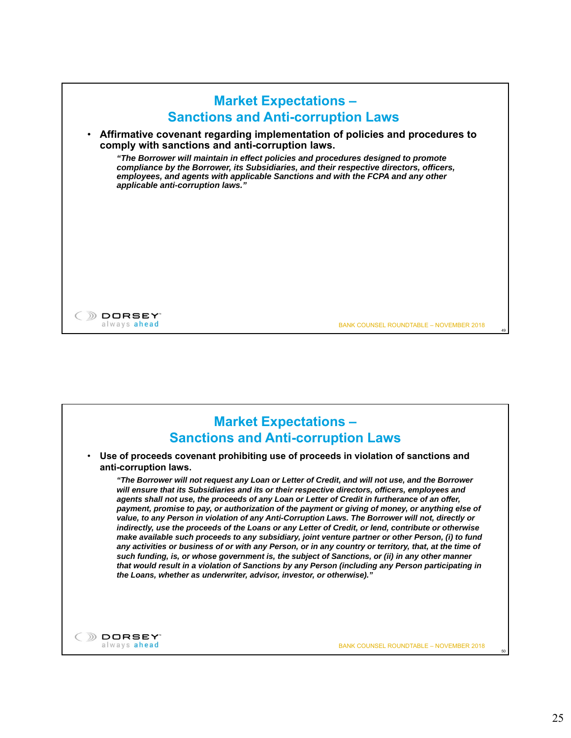## Market Expectations – Sanctions and Anti-corruption Laws

- **Affirmative covenant regarding implementation of policies and procedures to comply with sanctions and anti-corruption laws.**

  ***"The Borrower will maintain in effect policies and procedures designed to promote compliance by the Borrower, its Subsidiaries, and their respective directors, officers, employees, and agents with applicable Sanctions and with the FCPA and any other applicable anti-corruption laws."***

## Market Expectations – Sanctions and Anti-corruption Laws

- **Use of proceeds covenant prohibiting use of proceeds in violation of sanctions and anti-corruption laws.**

  ***"The Borrower will not request any Loan or Letter of Credit, and will not use, and the Borrower will ensure that its Subsidiaries and its or their respective directors, officers, employees and agents shall not use, the proceeds of any Loan or Letter of Credit in furtherance of an offer, payment, promise to pay, or authorization of the payment or giving of money, or anything else of value, to any Person in violation of any Anti-Corruption Laws. The Borrower will not, directly or indirectly, use the proceeds of the Loans or any Letter of Credit, or lend, contribute or otherwise make available such proceeds to any subsidiary, joint venture partner or other Person, (i) to fund any activities or business of or with any Person, or in any country or territory, that, at the time of such funding, is, or whose government is, the subject of Sanctions, or (ii) in any other manner that would result in a violation of Sanctions by any Person (including any Person participating in the Loans, whether as underwriter, advisor, investor, or otherwise)."***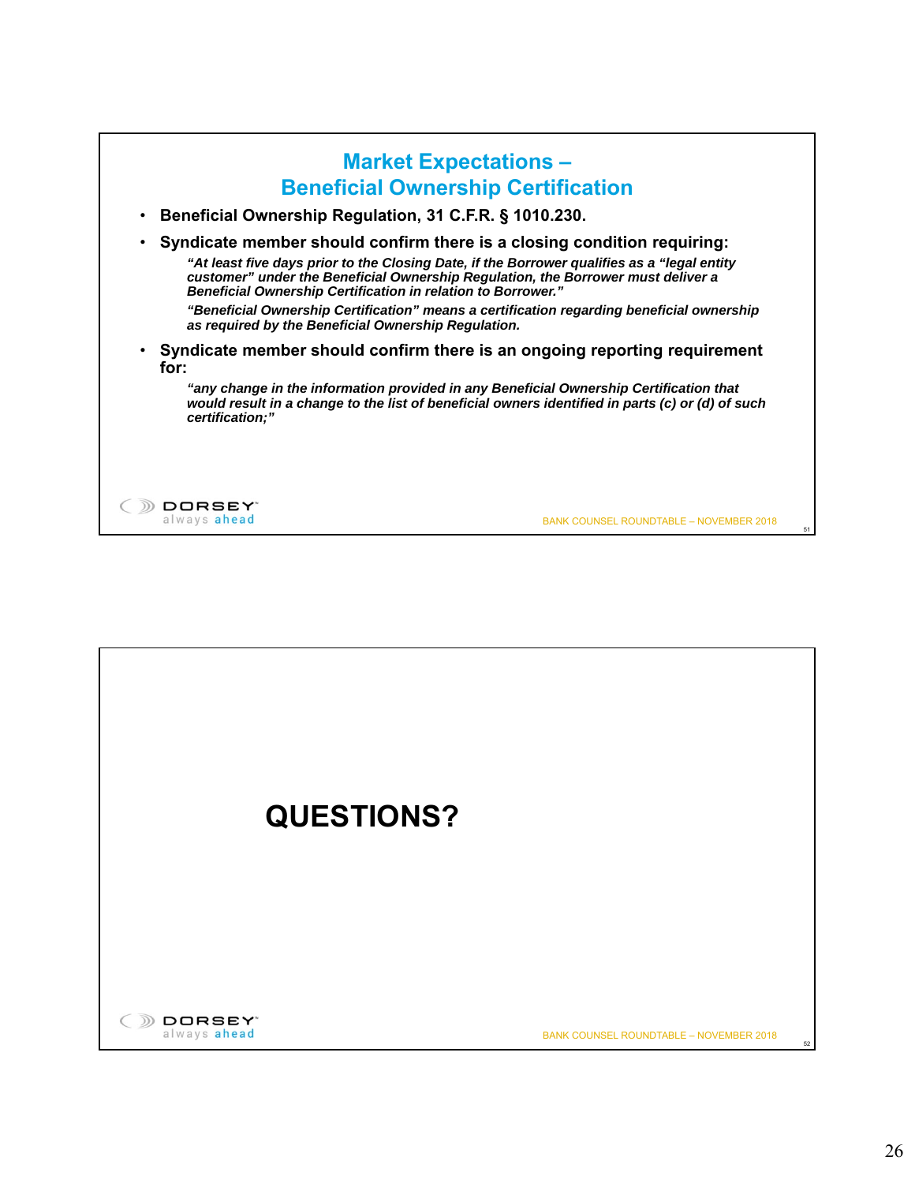## Market Expectations – Beneficial Ownership Certification

- **Beneficial Ownership Regulation, 31 C.F.R. § 1010.230.**
- **Syndicate member should confirm there is a closing condition requiring:**

  ***"At least five days prior to the Closing Date, if the Borrower qualifies as a "legal entity customer" under the Beneficial Ownership Regulation, the Borrower must deliver a Beneficial Ownership Certification in relation to Borrower."***

  ***"Beneficial Ownership Certification" means a certification regarding beneficial ownership as required by the Beneficial Ownership Regulation.***

- **Syndicate member should confirm there is an ongoing reporting requirement for:**

  ***"any change in the information provided in any Beneficial Ownership Certification that would result in a change to the list of beneficial owners identified in parts (c) or (d) of such certification;"***

DORSEY always ahead

BANK COUNSEL ROUNDTABLE – NOVEMBER 2018

## QUESTIONS?

DORSEY always ahead

BANK COUNSEL ROUNDTABLE – NOVEMBER 2018